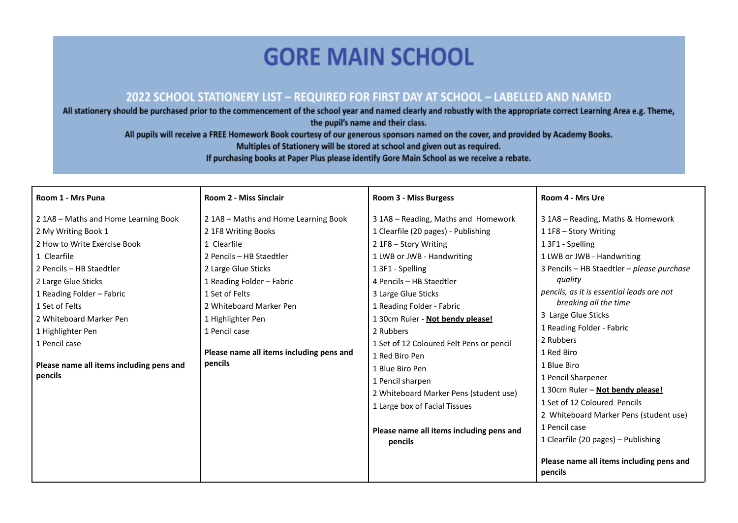# GORE MAIN SCHOOL

## 2022 SCHOOL STATIONERY LIST – REQUIRED FOR FIRST DAY AT SCHOOL – LABELLED AND NAMED

**All stationery should be purchased prior to the commencement of the school year and named clearly and robustly with the appropriate correct Learning Area e.g. Theme, the pupil's name and their class.**

**All pupils will receive a FREE Homework Book courtesy of our generous sponsors named on the cover, and provided by Academy Books.**

**Multiples of Stationery will be stored at school and given out as required.**

**If purchasing books at Paper Plus please identify Gore Main School as we receive a rebate.**

| Room 1 - Mrs Puna | Room 2 - Miss Sinclair | Room 3 - Miss Burgess | Room 4 - Mrs Ure |
|---|---|---|---|
| 2 1A8 – Maths and Home Learning Book<br>2 My Writing Book 1<br>2 How to Write Exercise Book<br>1 Clearfile<br>2 Pencils – HB Staedtler<br>2 Large Glue Sticks<br>1 Reading Folder – Fabric<br>1 Set of Felts<br>2 Whiteboard Marker Pen<br>1 Highlighter Pen<br>1 Pencil case<br><br>**Please name all items including pens and pencils** | 2 1A8 – Maths and Home Learning Book<br>2 1F8 Writing Books<br>1 Clearfile<br>2 Pencils – HB Staedtler<br>2 Large Glue Sticks<br>1 Reading Folder – Fabric<br>1 Set of Felts<br>2 Whiteboard Marker Pen<br>1 Highlighter Pen<br>1 Pencil case<br><br>**Please name all items including pens and pencils** | 3 1A8 – Reading, Maths and Homework<br>1 Clearfile (20 pages) - Publishing<br>2 1F8 – Story Writing<br>1 LWB or JWB - Handwriting<br>1 3F1 - Spelling<br>4 Pencils – HB Staedtler<br>3 Large Glue Sticks<br>1 Reading Folder - Fabric<br>1 30cm Ruler - **Not bendy please!**<br>2 Rubbers<br>1 Set of 12 Coloured Felt Pens or pencil<br>1 Red Biro Pen<br>1 Blue Biro Pen<br>1 Pencil sharpen<br>2 Whiteboard Marker Pens (student use)<br>1 Large box of Facial Tissues<br><br>**Please name all items including pens and pencils** | 3 1A8 – Reading, Maths & Homework<br>1 1F8 – Story Writing<br>1 3F1 - Spelling<br>1 LWB or JWB - Handwriting<br>3 Pencils – HB Staedtler – *please purchase quality pencils, as it is essential leads are not breaking all the time*<br>3 Large Glue Sticks<br>1 Reading Folder - Fabric<br>2 Rubbers<br>1 Red Biro<br>1 Blue Biro<br>1 Pencil Sharpener<br>1 30cm Ruler – **Not bendy please!**<br>1 Set of 12 Coloured Pencils<br>2 Whiteboard Marker Pens (student use)<br>1 Pencil case<br>1 Clearfile (20 pages) – Publishing<br><br>**Please name all items including pens and pencils** |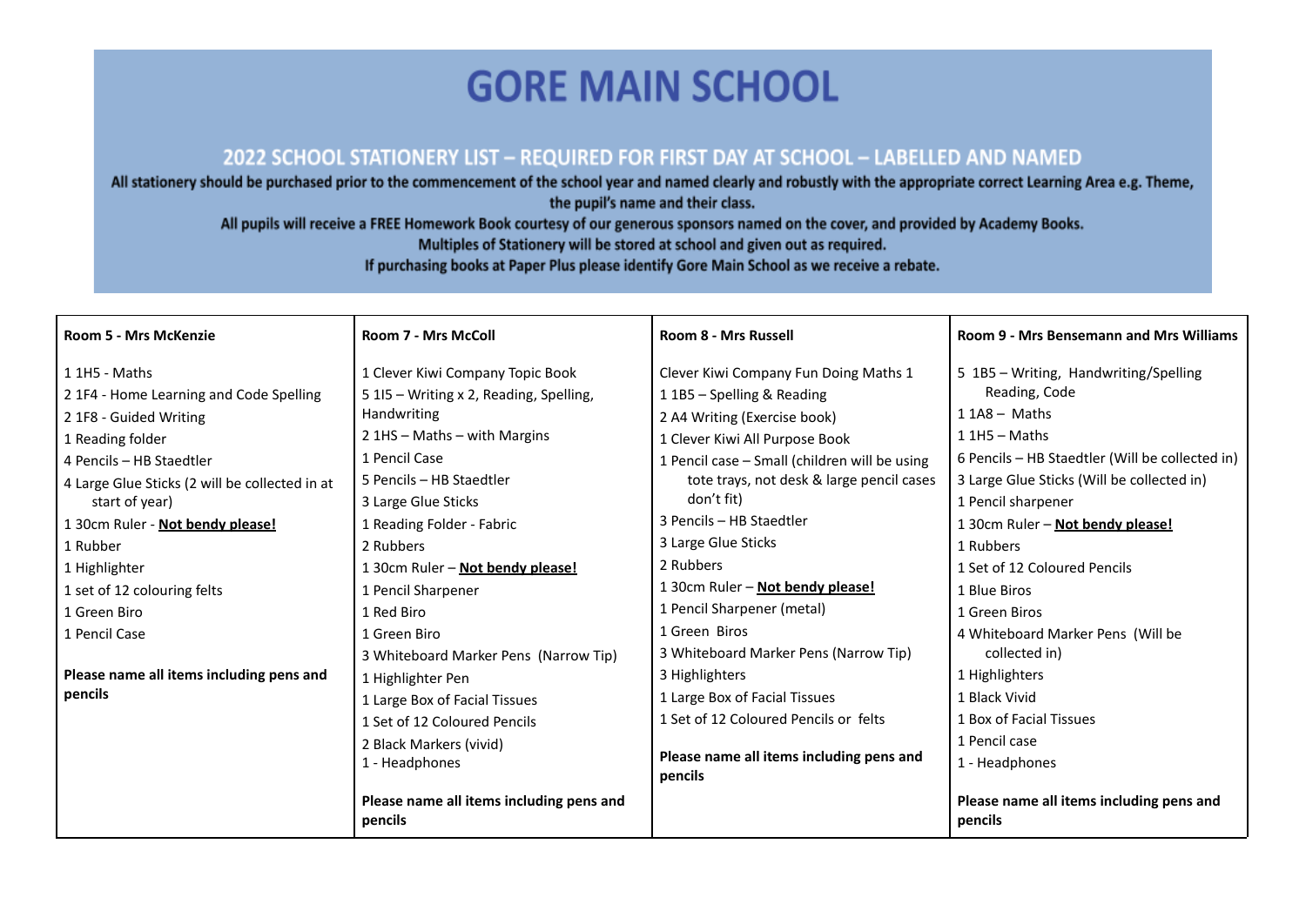# GORE MAIN SCHOOL

## 2022 SCHOOL STATIONERY LIST – REQUIRED FOR FIRST DAY AT SCHOOL – LABELLED AND NAMED

**All stationery should be purchased prior to the commencement of the school year and named clearly and robustly with the appropriate correct Learning Area e.g. Theme, the pupil's name and their class.**

**All pupils will receive a FREE Homework Book courtesy of our generous sponsors named on the cover, and provided by Academy Books.**

**Multiples of Stationery will be stored at school and given out as required.**

**If purchasing books at Paper Plus please identify Gore Main School as we receive a rebate.**

| **Room 5 - Mrs McKenzie** | **Room 7 - Mrs McColl** | **Room 8 - Mrs Russell** | **Room 9 - Mrs Bensemann and Mrs Williams** |
|---|---|---|---|
| 1 1H5 - Maths | 1 Clever Kiwi Company Topic Book | Clever Kiwi Company Fun Doing Maths 1 | 5 1B5 – Writing, Handwriting/Spelling Reading, Code |
| 2 1F4 - Home Learning and Code Spelling | 5 1I5 – Writing x 2, Reading, Spelling, Handwriting | 1 1B5 – Spelling & Reading | 1 1A8 – Maths |
| 2 1F8 - Guided Writing | 2 1HS – Maths – with Margins | 2 A4 Writing (Exercise book) | 1 1H5 – Maths |
| 1 Reading folder | 1 Pencil Case | 1 Clever Kiwi All Purpose Book | 6 Pencils – HB Staedtler (Will be collected in) |
| 4 Pencils – HB Staedtler | 5 Pencils – HB Staedtler | 1 Pencil case – Small (children will be using tote trays, not desk & large pencil cases don't fit) | 3 Large Glue Sticks (Will be collected in) |
| 4 Large Glue Sticks (2 will be collected in at start of year) | 3 Large Glue Sticks | 3 Pencils – HB Staedtler | 1 Pencil sharpener |
| 1 30cm Ruler - **<u>Not bendy please!</u>** | 1 Reading Folder - Fabric | 3 Large Glue Sticks | 1 30cm Ruler – **<u>Not bendy please!</u>** |
| 1 Rubber | 2 Rubbers | 2 Rubbers | 1 Rubbers |
| 1 Highlighter | 1 30cm Ruler – **<u>Not bendy please!</u>** | 1 30cm Ruler – **<u>Not bendy please!</u>** | 1 Set of 12 Coloured Pencils |
| 1 set of 12 colouring felts | 1 Pencil Sharpener | 1 Pencil Sharpener (metal) | 1 Blue Biros |
| 1 Green Biro | 1 Red Biro | 1 Green Biros | 1 Green Biros |
| 1 Pencil Case | 1 Green Biro | 3 Whiteboard Marker Pens (Narrow Tip) | 4 Whiteboard Marker Pens (Will be collected in) |
| | 3 Whiteboard Marker Pens (Narrow Tip) | 3 Highlighters | 1 Highlighters |
| **Please name all items including pens and pencils** | 1 Highlighter Pen | 1 Large Box of Facial Tissues | 1 Black Vivid |
| | 1 Large Box of Facial Tissues | 1 Set of 12 Coloured Pencils or felts | 1 Box of Facial Tissues |
| | 1 Set of 12 Coloured Pencils | | 1 Pencil case |
| | 2 Black Markers (vivid) | **Please name all items including pens and pencils** | 1 - Headphones |
| | 1 - Headphones | | |
| | **Please name all items including pens and pencils** | | **Please name all items including pens and pencils** |